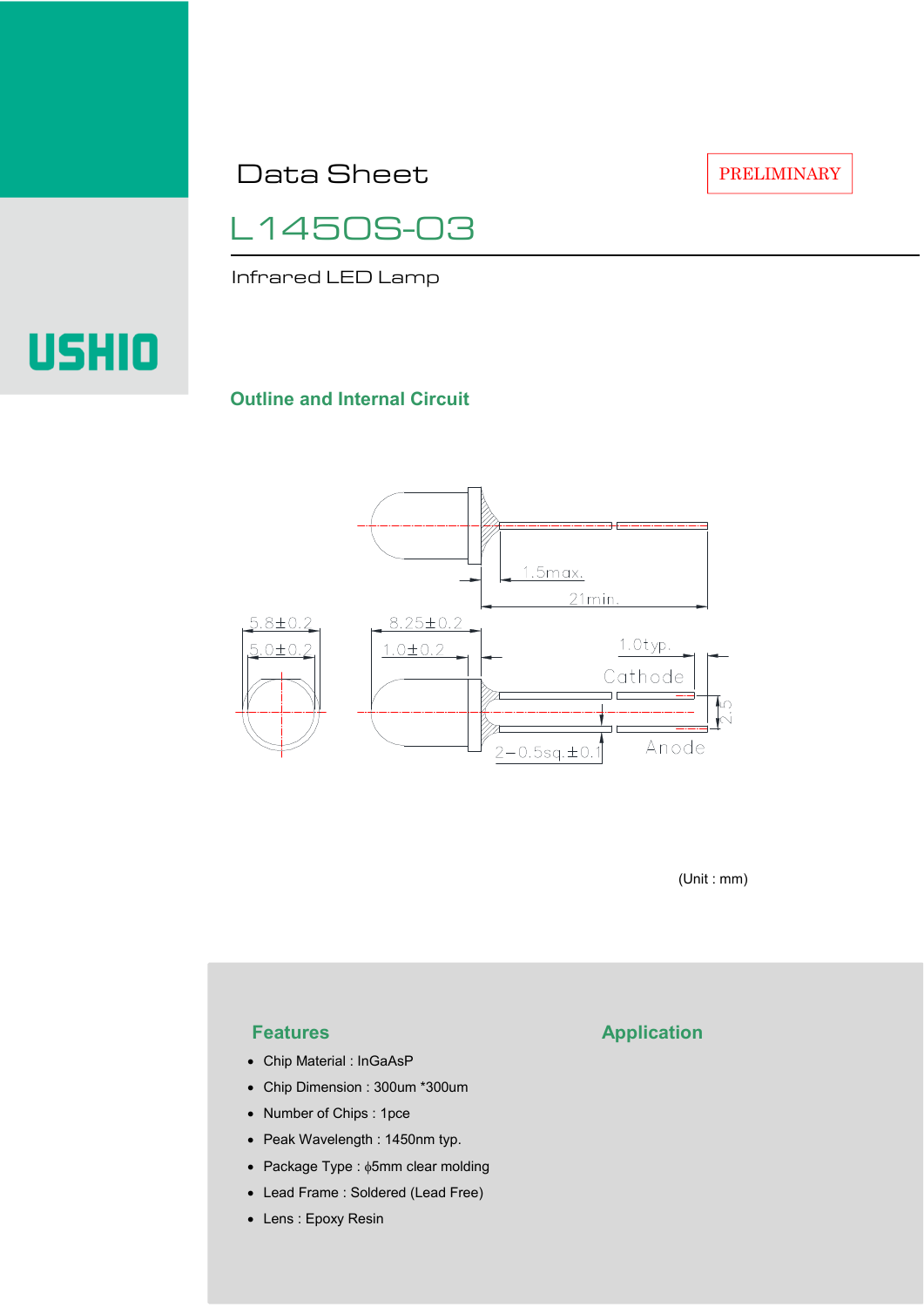# Data Sheet

PRELIMINARY

## L1450S-03

Infrared LED Lamp

USHIO

### Outline and Internal Circuit

1.5max.

21min.

5.8±0.2

5.0±0.2

8.25±0.2

1.0±0.2

1.0typ.

Cathode

2.5

2−0.5sq.±0.1

Anode

(Unit : mm)

### Features

- Chip Material : InGaAsP
- Chip Dimension : 300um *300um
- Number of Chips : 1pce
- Peak Wavelength : 1450nm typ.
- Package Type : ϕ5mm clear molding
- Lead Frame : Soldered (Lead Free)
- Lens : Epoxy Resin

### Application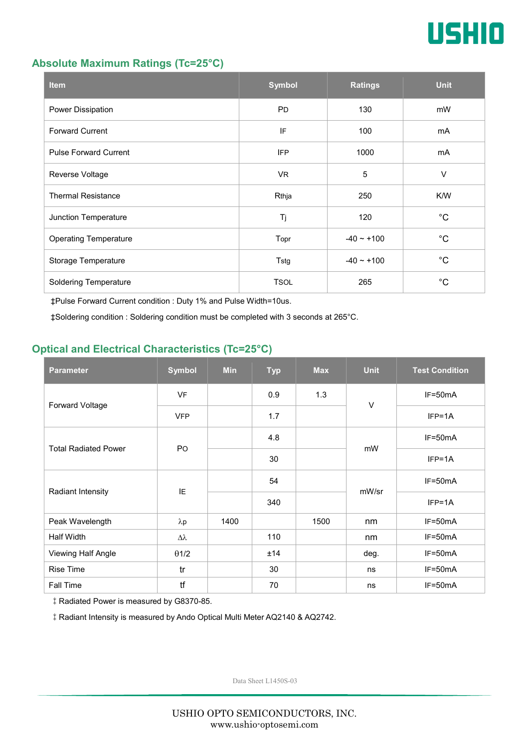## Absolute Maximum Ratings (Tc=25°C)

| Item | Symbol | Ratings | Unit |
|---|---|---|---|
| Power Dissipation | PD | 130 | mW |
| Forward Current | IF | 100 | mA |
| Pulse Forward Current | IFP | 1000 | mA |
| Reverse Voltage | VR | 5 | V |
| Thermal Resistance | Rthja | 250 | K/W |
| Junction Temperature | Tj | 120 | °C |
| Operating Temperature | Topr | -40 ~ +100 | °C |
| Storage Temperature | Tstg | -40 ~ +100 | °C |
| Soldering Temperature | TSOL | 265 | °C |

‡Pulse Forward Current condition : Duty 1% and Pulse Width=10us.

‡Soldering condition : Soldering condition must be completed with 3 seconds at 265°C.

## Optical and Electrical Characteristics (Tc=25°C)

| Parameter | Symbol | Min | Typ | Max | Unit | Test Condition |
|---|---|---|---|---|---|---|
| Forward Voltage | VF | | 0.9 | 1.3 | V | IF=50mA |
| | VFP | | 1.7 | | | IFP=1A |
| Total Radiated Power | PO | | 4.8 | | mW | IF=50mA |
| | | | 30 | | | IFP=1A |
| Radiant Intensity | IE | | 54 | | mW/sr | IF=50mA |
| | | | 340 | | | IFP=1A |
| Peak Wavelength | λp | 1400 | | 1500 | nm | IF=50mA |
| Half Width | Δλ | | 110 | | nm | IF=50mA |
| Viewing Half Angle | θ1/2 | | ±14 | | deg. | IF=50mA |
| Rise Time | tr | | 30 | | ns | IF=50mA |
| Fall Time | tf | | 70 | | ns | IF=50mA |

‡ Radiated Power is measured by G8370-85.

‡ Radiant Intensity is measured by Ando Optical Multi Meter AQ2140 & AQ2742.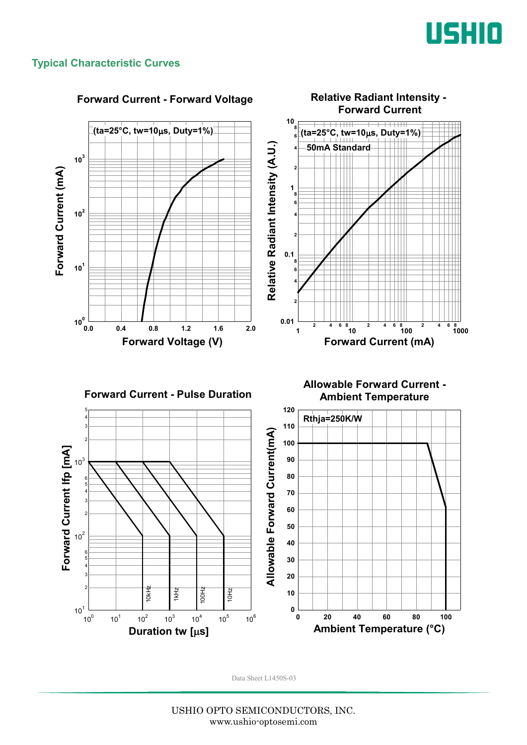## Typical Characteristic Curves

### Forward Current - Forward Voltage

(ta=25°C, tw=10μs, Duty=1%)

Forward Current (mA): $10^0$, $10^1$, $10^2$, $10^3$

Forward Voltage (V): 0.0, 0.4, 0.8, 1.2, 1.6, 2.0

### Relative Radiant Intensity - Forward Current

(ta=25°C, tw=10μs, Duty=1%)

50mA Standard

Relative Radiant Intensity (A.U.): 0.01, 0.1, 1, 10

Forward Current (mA): 1, 10, 100, 1000

### Forward Current - Pulse Duration

Forward Current Ifp [mA]: $10^1$, $10^2$, $10^3$

Duration tw [μs]: $10^0$, $10^1$, $10^2$, $10^3$, $10^4$, $10^5$, $10^6$

10kHz, 1kHz, 100Hz, 10Hz

### Allowable Forward Current - Ambient Temperature

Rthja=250K/W

Allowable Forward Current(mA): 0, 10, 20, 30, 40, 50, 60, 70, 80, 90, 100, 110, 120

Ambient Temperature (°C): 0, 20, 40, 60, 80, 100

Data Sheet L1450S-03

USHIO OPTO SEMICONDUCTORS, INC.
www.ushio-optosemi.com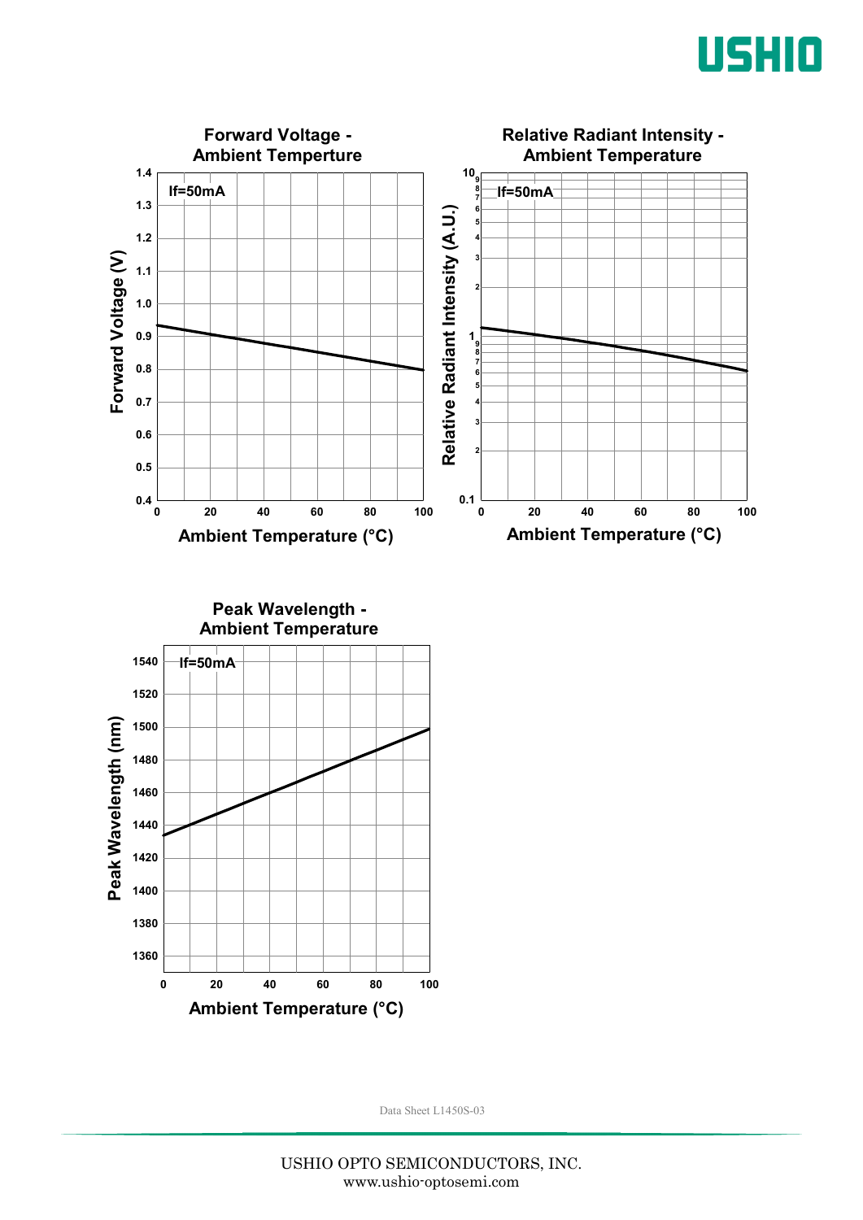## Forward Voltage - Ambient Temperture

If=50mA

Forward Voltage (V)

Ambient Temperature (°C)

## Relative Radiant Intensity - Ambient Temperature

If=50mA

Relative Radiant Intensity (A.U.)

Ambient Temperature (°C)

## Peak Wavelength - Ambient Temperature

If=50mA

Peak Wavelength (nm)

Ambient Temperature (°C)

Data Sheet L1450S-03

USHIO OPTO SEMICONDUCTORS, INC.
www.ushio-optosemi.com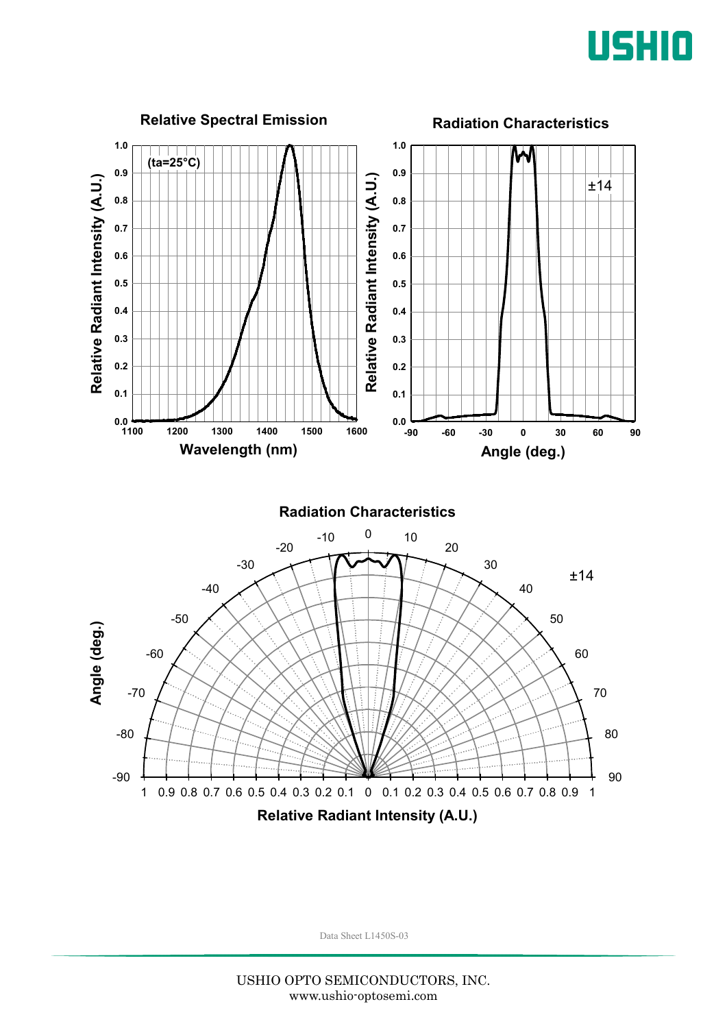## Relative Spectral Emission

(ta=25°C)

Relative Radiant Intensity (A.U.)

Wavelength (nm)

## Radiation Characteristics

±14

Relative Radiant Intensity (A.U.)

Angle (deg.)

## Radiation Characteristics

±14

Angle (deg.)

Relative Radiant Intensity (A.U.)

Data Sheet L1450S-03

USHIO OPTO SEMICONDUCTORS, INC.
www.ushio-optosemi.com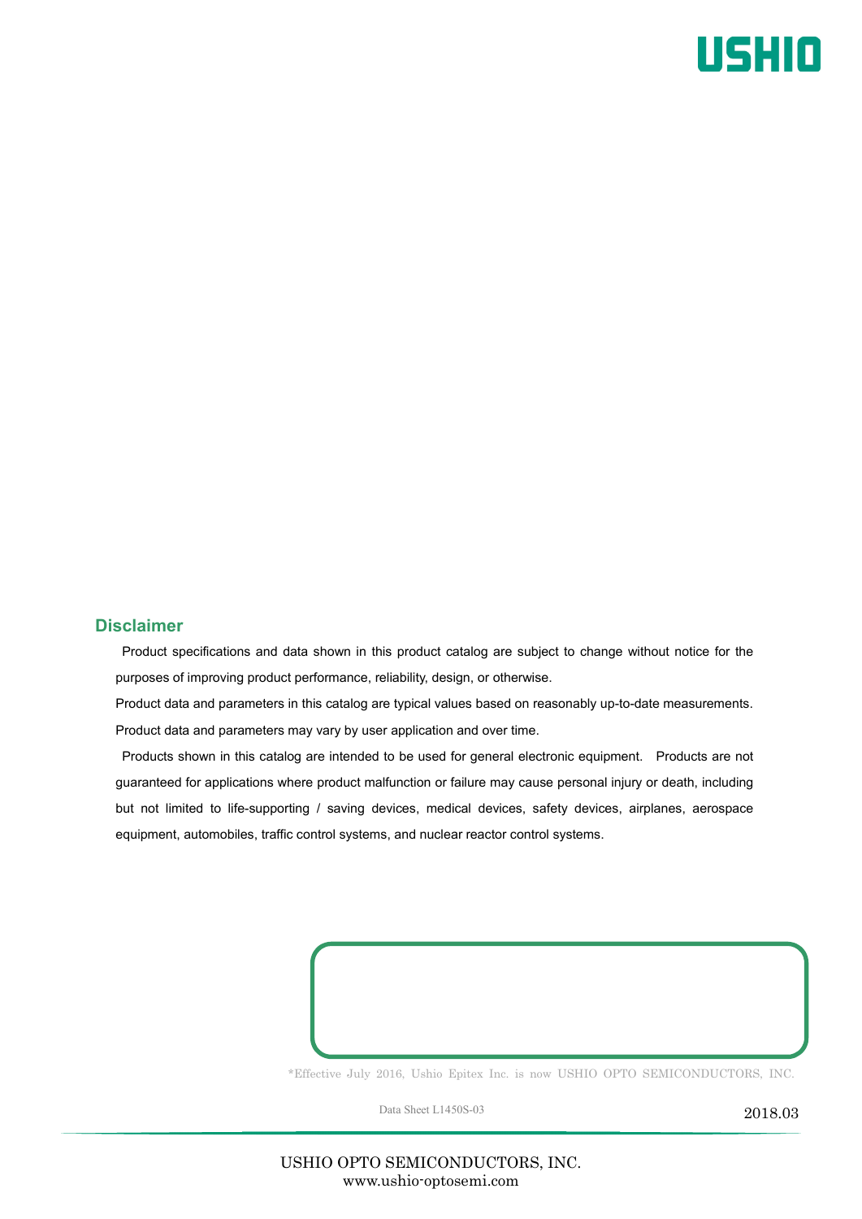## Disclaimer

Product specifications and data shown in this product catalog are subject to change without notice for the purposes of improving product performance, reliability, design, or otherwise.

Product data and parameters in this catalog are typical values based on reasonably up-to-date measurements. Product data and parameters may vary by user application and over time.

Products shown in this catalog are intended to be used for general electronic equipment. Products are not guaranteed for applications where product malfunction or failure may cause personal injury or death, including but not limited to life-supporting / saving devices, medical devices, safety devices, airplanes, aerospace equipment, automobiles, traffic control systems, and nuclear reactor control systems.

*Effective July 2016, Ushio Epitex Inc. is now USHIO OPTO SEMICONDUCTORS, INC.

Data Sheet L1450S-03

2018.03

USHIO OPTO SEMICONDUCTORS, INC.
www.ushio-optosemi.com